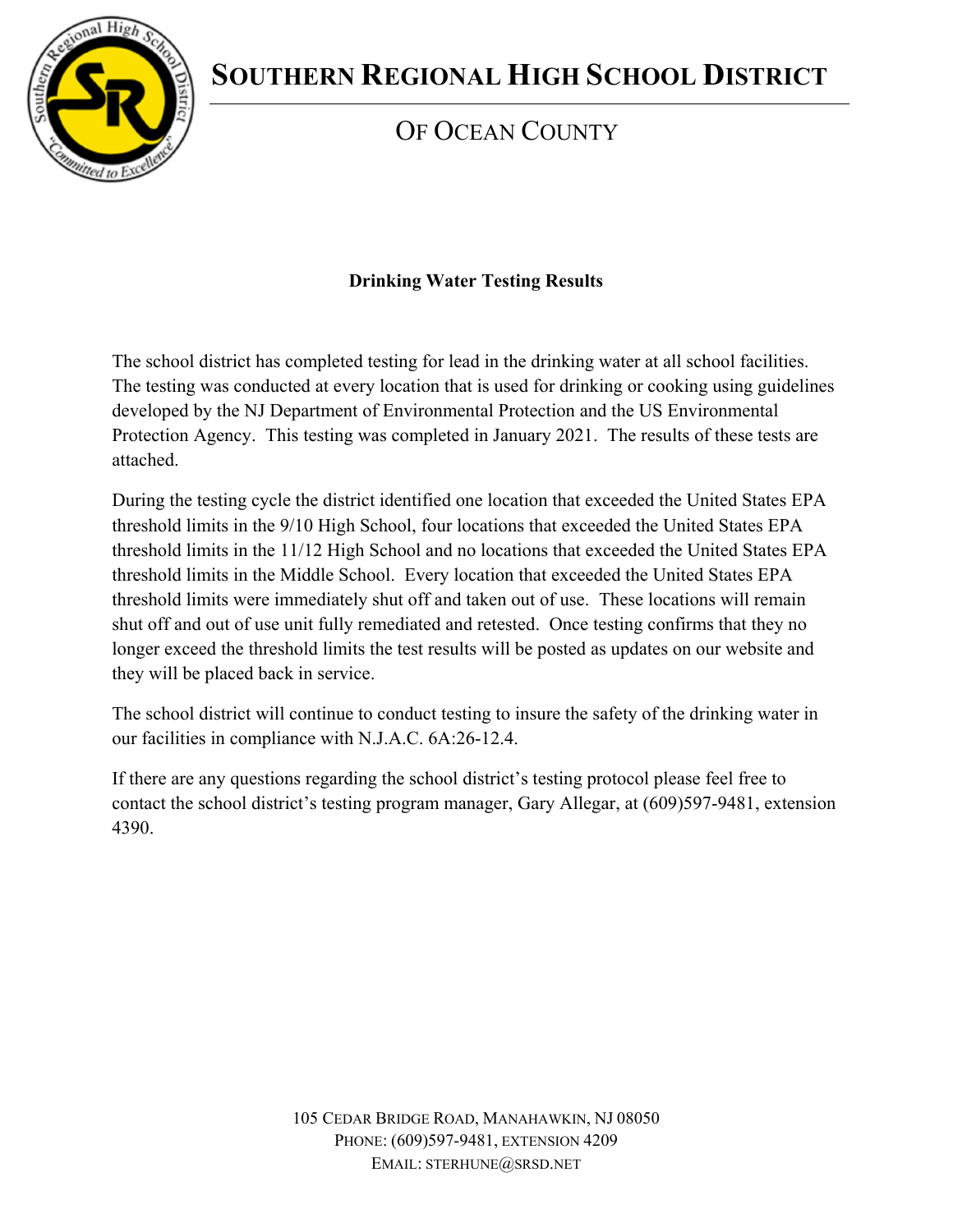# Southern Regional High School District

## of Ocean County

**Drinking Water Testing Results**

The school district has completed testing for lead in the drinking water at all school facilities. The testing was conducted at every location that is used for drinking or cooking using guidelines developed by the NJ Department of Environmental Protection and the US Environmental Protection Agency. This testing was completed in January 2021. The results of these tests are attached.

During the testing cycle the district identified one location that exceeded the United States EPA threshold limits in the 9/10 High School, four locations that exceeded the United States EPA threshold limits in the 11/12 High School and no locations that exceeded the United States EPA threshold limits in the Middle School. Every location that exceeded the United States EPA threshold limits were immediately shut off and taken out of use. These locations will remain shut off and out of use unit fully remediated and retested. Once testing confirms that they no longer exceed the threshold limits the test results will be posted as updates on our website and they will be placed back in service.

The school district will continue to conduct testing to insure the safety of the drinking water in our facilities in compliance with N.J.A.C. 6A:26-12.4.

If there are any questions regarding the school district's testing protocol please feel free to contact the school district's testing program manager, Gary Allegar, at (609)597-9481, extension 4390.

105 Cedar Bridge Road, Manahawkin, NJ 08050
Phone: (609)597-9481, extension 4209
Email: sterhune@srsd.net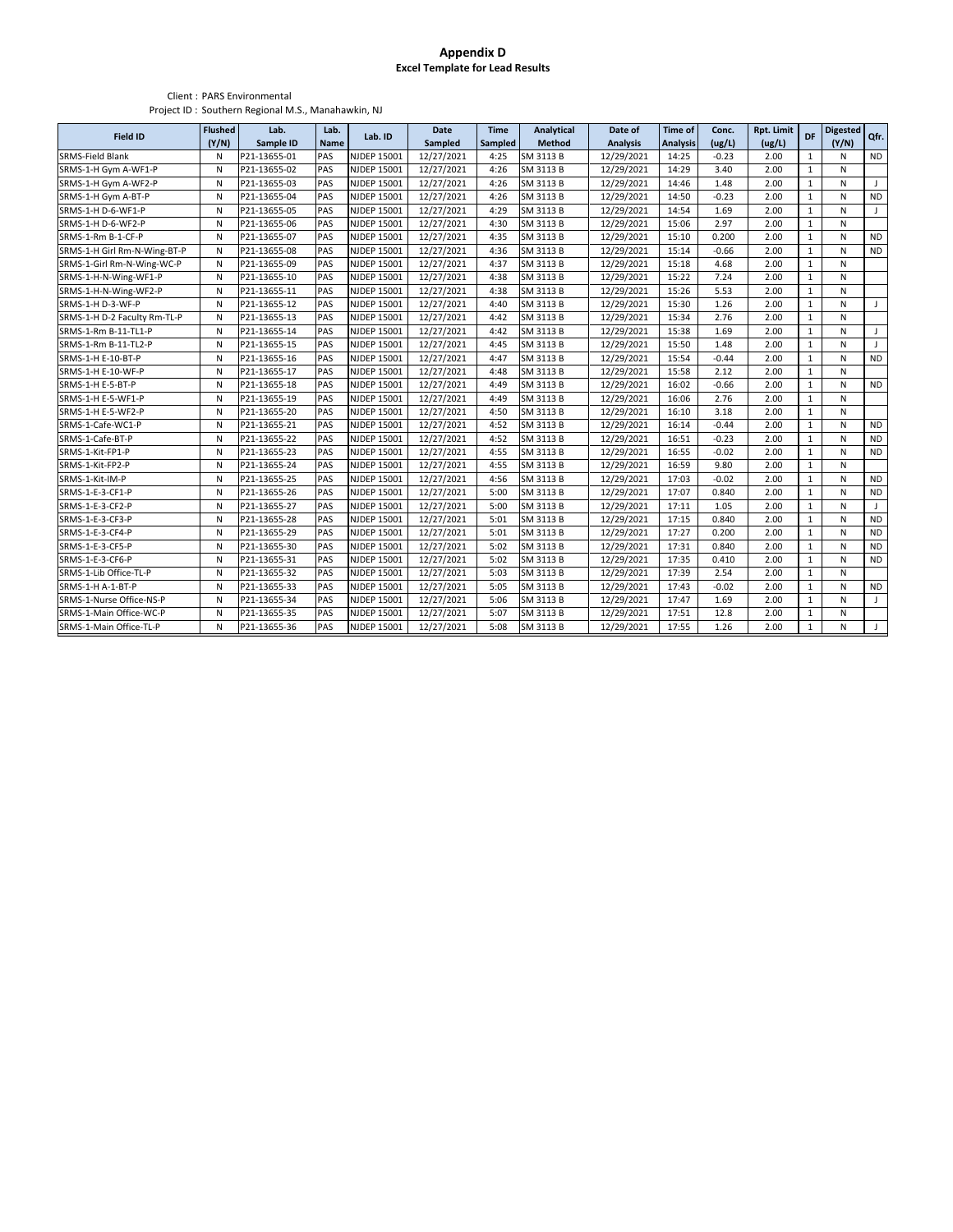# Appendix D

## Excel Template for Lead Results

Client : PARS Environmental

Project ID : Southern Regional M.S., Manahawkin, NJ

| Field ID | Flushed (Y/N) | Lab. Sample ID | Lab. Name | Lab. ID | Date Sampled | Time Sampled | Analytical Method | Date of Analysis | Time of Analysis | Conc. (ug/L) | Rpt. Limit (ug/L) | DF | Digested (Y/N) | Qfr. |
|---|---|---|---|---|---|---|---|---|---|---|---|---|---|---|
| SRMS-Field Blank | N | P21-13655-01 | PAS | NJDEP 15001 | 12/27/2021 | 4:25 | SM 3113 B | 12/29/2021 | 14:25 | -0.23 | 2.00 | 1 | N | ND |
| SRMS-1-H Gym A-WF1-P | N | P21-13655-02 | PAS | NJDEP 15001 | 12/27/2021 | 4:26 | SM 3113 B | 12/29/2021 | 14:29 | 3.40 | 2.00 | 1 | N | |
| SRMS-1-H Gym A-WF2-P | N | P21-13655-03 | PAS | NJDEP 15001 | 12/27/2021 | 4:26 | SM 3113 B | 12/29/2021 | 14:46 | 1.48 | 2.00 | 1 | N | J |
| SRMS-1-H Gym A-BT-P | N | P21-13655-04 | PAS | NJDEP 15001 | 12/27/2021 | 4:26 | SM 3113 B | 12/29/2021 | 14:50 | -0.23 | 2.00 | 1 | N | ND |
| SRMS-1-H D-6-WF1-P | N | P21-13655-05 | PAS | NJDEP 15001 | 12/27/2021 | 4:29 | SM 3113 B | 12/29/2021 | 14:54 | 1.69 | 2.00 | 1 | N | J |
| SRMS-1-H D-6-WF2-P | N | P21-13655-06 | PAS | NJDEP 15001 | 12/27/2021 | 4:30 | SM 3113 B | 12/29/2021 | 15:06 | 2.97 | 2.00 | 1 | N | |
| SRMS-1-Rm B-1-CF-P | N | P21-13655-07 | PAS | NJDEP 15001 | 12/27/2021 | 4:35 | SM 3113 B | 12/29/2021 | 15:10 | 0.200 | 2.00 | 1 | N | ND |
| SRMS-1-H Girl Rm-N-Wing-BT-P | N | P21-13655-08 | PAS | NJDEP 15001 | 12/27/2021 | 4:36 | SM 3113 B | 12/29/2021 | 15:14 | -0.66 | 2.00 | 1 | N | ND |
| SRMS-1-Girl Rm-N-Wing-WC-P | N | P21-13655-09 | PAS | NJDEP 15001 | 12/27/2021 | 4:37 | SM 3113 B | 12/29/2021 | 15:18 | 4.68 | 2.00 | 1 | N | |
| SRMS-1-H-N-Wing-WF1-P | N | P21-13655-10 | PAS | NJDEP 15001 | 12/27/2021 | 4:38 | SM 3113 B | 12/29/2021 | 15:22 | 7.24 | 2.00 | 1 | N | |
| SRMS-1-H-N-Wing-WF2-P | N | P21-13655-11 | PAS | NJDEP 15001 | 12/27/2021 | 4:38 | SM 3113 B | 12/29/2021 | 15:26 | 5.53 | 2.00 | 1 | N | |
| SRMS-1-H D-3-WF-P | N | P21-13655-12 | PAS | NJDEP 15001 | 12/27/2021 | 4:40 | SM 3113 B | 12/29/2021 | 15:30 | 1.26 | 2.00 | 1 | N | J |
| SRMS-1-H D-2 Faculty Rm-TL-P | N | P21-13655-13 | PAS | NJDEP 15001 | 12/27/2021 | 4:42 | SM 3113 B | 12/29/2021 | 15:34 | 2.76 | 2.00 | 1 | N | |
| SRMS-1-Rm B-11-TL1-P | N | P21-13655-14 | PAS | NJDEP 15001 | 12/27/2021 | 4:42 | SM 3113 B | 12/29/2021 | 15:38 | 1.69 | 2.00 | 1 | N | J |
| SRMS-1-Rm B-11-TL2-P | N | P21-13655-15 | PAS | NJDEP 15001 | 12/27/2021 | 4:45 | SM 3113 B | 12/29/2021 | 15:50 | 1.48 | 2.00 | 1 | N | J |
| SRMS-1-H E-10-BT-P | N | P21-13655-16 | PAS | NJDEP 15001 | 12/27/2021 | 4:47 | SM 3113 B | 12/29/2021 | 15:54 | -0.44 | 2.00 | 1 | N | ND |
| SRMS-1-H E-10-WF-P | N | P21-13655-17 | PAS | NJDEP 15001 | 12/27/2021 | 4:48 | SM 3113 B | 12/29/2021 | 15:58 | 2.12 | 2.00 | 1 | N | |
| SRMS-1-H E-5-BT-P | N | P21-13655-18 | PAS | NJDEP 15001 | 12/27/2021 | 4:49 | SM 3113 B | 12/29/2021 | 16:02 | -0.66 | 2.00 | 1 | N | ND |
| SRMS-1-H E-5-WF1-P | N | P21-13655-19 | PAS | NJDEP 15001 | 12/27/2021 | 4:49 | SM 3113 B | 12/29/2021 | 16:06 | 2.76 | 2.00 | 1 | N | |
| SRMS-1-H E-5-WF2-P | N | P21-13655-20 | PAS | NJDEP 15001 | 12/27/2021 | 4:50 | SM 3113 B | 12/29/2021 | 16:10 | 3.18 | 2.00 | 1 | N | |
| SRMS-1-Cafe-WC1-P | N | P21-13655-21 | PAS | NJDEP 15001 | 12/27/2021 | 4:52 | SM 3113 B | 12/29/2021 | 16:14 | -0.44 | 2.00 | 1 | N | ND |
| SRMS-1-Cafe-BT-P | N | P21-13655-22 | PAS | NJDEP 15001 | 12/27/2021 | 4:52 | SM 3113 B | 12/29/2021 | 16:51 | -0.23 | 2.00 | 1 | N | ND |
| SRMS-1-Kit-FP1-P | N | P21-13655-23 | PAS | NJDEP 15001 | 12/27/2021 | 4:55 | SM 3113 B | 12/29/2021 | 16:55 | -0.02 | 2.00 | 1 | N | ND |
| SRMS-1-Kit-FP2-P | N | P21-13655-24 | PAS | NJDEP 15001 | 12/27/2021 | 4:55 | SM 3113 B | 12/29/2021 | 16:59 | 9.80 | 2.00 | 1 | N | |
| SRMS-1-Kit-IM-P | N | P21-13655-25 | PAS | NJDEP 15001 | 12/27/2021 | 4:56 | SM 3113 B | 12/29/2021 | 17:03 | -0.02 | 2.00 | 1 | N | ND |
| SRMS-1-E-3-CF1-P | N | P21-13655-26 | PAS | NJDEP 15001 | 12/27/2021 | 5:00 | SM 3113 B | 12/29/2021 | 17:07 | 0.840 | 2.00 | 1 | N | ND |
| SRMS-1-E-3-CF2-P | N | P21-13655-27 | PAS | NJDEP 15001 | 12/27/2021 | 5:00 | SM 3113 B | 12/29/2021 | 17:11 | 1.05 | 2.00 | 1 | N | J |
| SRMS-1-E-3-CF3-P | N | P21-13655-28 | PAS | NJDEP 15001 | 12/27/2021 | 5:01 | SM 3113 B | 12/29/2021 | 17:15 | 0.840 | 2.00 | 1 | N | ND |
| SRMS-1-E-3-CF4-P | N | P21-13655-29 | PAS | NJDEP 15001 | 12/27/2021 | 5:01 | SM 3113 B | 12/29/2021 | 17:27 | 0.200 | 2.00 | 1 | N | ND |
| SRMS-1-E-3-CF5-P | N | P21-13655-30 | PAS | NJDEP 15001 | 12/27/2021 | 5:02 | SM 3113 B | 12/29/2021 | 17:31 | 0.840 | 2.00 | 1 | N | ND |
| SRMS-1-E-3-CF6-P | N | P21-13655-31 | PAS | NJDEP 15001 | 12/27/2021 | 5:02 | SM 3113 B | 12/29/2021 | 17:35 | 0.410 | 2.00 | 1 | N | ND |
| SRMS-1-Lib Office-TL-P | N | P21-13655-32 | PAS | NJDEP 15001 | 12/27/2021 | 5:03 | SM 3113 B | 12/29/2021 | 17:39 | 2.54 | 2.00 | 1 | N | |
| SRMS-1-H A-1-BT-P | N | P21-13655-33 | PAS | NJDEP 15001 | 12/27/2021 | 5:05 | SM 3113 B | 12/29/2021 | 17:43 | -0.02 | 2.00 | 1 | N | ND |
| SRMS-1-Nurse Office-NS-P | N | P21-13655-34 | PAS | NJDEP 15001 | 12/27/2021 | 5:06 | SM 3113 B | 12/29/2021 | 17:47 | 1.69 | 2.00 | 1 | N | J |
| SRMS-1-Main Office-WC-P | N | P21-13655-35 | PAS | NJDEP 15001 | 12/27/2021 | 5:07 | SM 3113 B | 12/29/2021 | 17:51 | 12.8 | 2.00 | 1 | N | |
| SRMS-1-Main Office-TL-P | N | P21-13655-36 | PAS | NJDEP 15001 | 12/27/2021 | 5:08 | SM 3113 B | 12/29/2021 | 17:55 | 1.26 | 2.00 | 1 | N | J |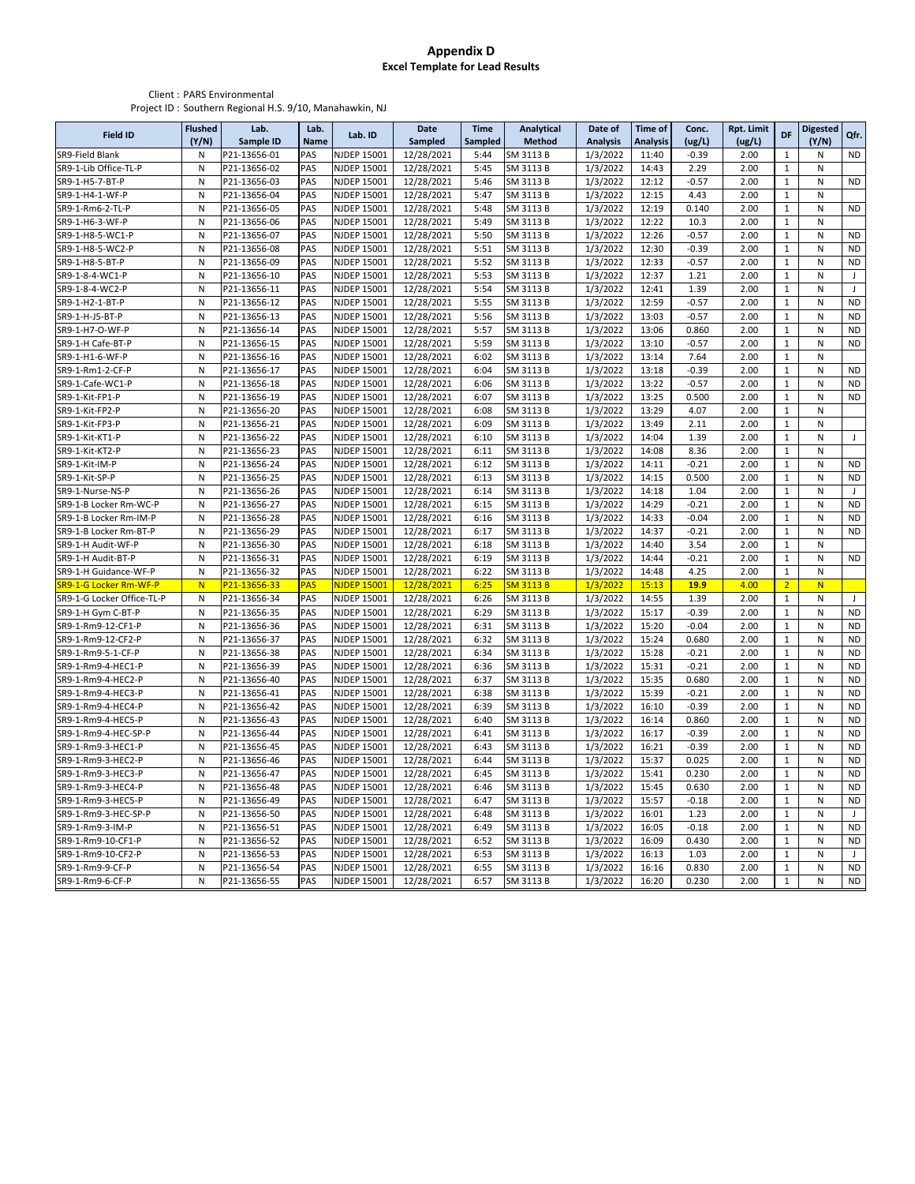# Appendix D
## Excel Template for Lead Results

Client : PARS Environmental
Project ID : Southern Regional H.S. 9/10, Manahawkin, NJ

| Field ID | Flushed (Y/N) | Lab. Sample ID | Lab. Name | Lab. ID | Date Sampled | Time Sampled | Analytical Method | Date of Analysis | Time of Analysis | Conc. (ug/L) | Rpt. Limit (ug/L) | DF | Digested (Y/N) | Qfr. |
|---|---|---|---|---|---|---|---|---|---|---|---|---|---|---|
| SR9-Field Blank | N | P21-13656-01 | PAS | NJDEP 15001 | 12/28/2021 | 5:44 | SM 3113 B | 1/3/2022 | 11:40 | -0.39 | 2.00 | 1 | N | ND |
| SR9-1-Lib Office-TL-P | N | P21-13656-02 | PAS | NJDEP 15001 | 12/28/2021 | 5:45 | SM 3113 B | 1/3/2022 | 14:43 | 2.29 | 2.00 | 1 | N | |
| SR9-1-H5-7-BT-P | N | P21-13656-03 | PAS | NJDEP 15001 | 12/28/2021 | 5:46 | SM 3113 B | 1/3/2022 | 12:12 | -0.57 | 2.00 | 1 | N | ND |
| SR9-1-H4-1-WF-P | N | P21-13656-04 | PAS | NJDEP 15001 | 12/28/2021 | 5:47 | SM 3113 B | 1/3/2022 | 12:15 | 4.43 | 2.00 | 1 | N | |
| SR9-1-Rm6-2-TL-P | N | P21-13656-05 | PAS | NJDEP 15001 | 12/28/2021 | 5:48 | SM 3113 B | 1/3/2022 | 12:19 | 0.140 | 2.00 | 1 | N | ND |
| SR9-1-H6-3-WF-P | N | P21-13656-06 | PAS | NJDEP 15001 | 12/28/2021 | 5:49 | SM 3113 B | 1/3/2022 | 12:22 | 10.3 | 2.00 | 1 | N | |
| SR9-1-H8-5-WC1-P | N | P21-13656-07 | PAS | NJDEP 15001 | 12/28/2021 | 5:50 | SM 3113 B | 1/3/2022 | 12:26 | -0.57 | 2.00 | 1 | N | ND |
| SR9-1-H8-5-WC2-P | N | P21-13656-08 | PAS | NJDEP 15001 | 12/28/2021 | 5:51 | SM 3113 B | 1/3/2022 | 12:30 | -0.39 | 2.00 | 1 | N | ND |
| SR9-1-H8-5-BT-P | N | P21-13656-09 | PAS | NJDEP 15001 | 12/28/2021 | 5:52 | SM 3113 B | 1/3/2022 | 12:33 | -0.57 | 2.00 | 1 | N | ND |
| SR9-1-8-4-WC1-P | N | P21-13656-10 | PAS | NJDEP 15001 | 12/28/2021 | 5:53 | SM 3113 B | 1/3/2022 | 12:37 | 1.21 | 2.00 | 1 | N | J |
| SR9-1-8-4-WC2-P | N | P21-13656-11 | PAS | NJDEP 15001 | 12/28/2021 | 5:54 | SM 3113 B | 1/3/2022 | 12:41 | 1.39 | 2.00 | 1 | N | J |
| SR9-1-H2-1-BT-P | N | P21-13656-12 | PAS | NJDEP 15001 | 12/28/2021 | 5:55 | SM 3113 B | 1/3/2022 | 12:59 | -0.57 | 2.00 | 1 | N | ND |
| SR9-1-H-J5-BT-P | N | P21-13656-13 | PAS | NJDEP 15001 | 12/28/2021 | 5:56 | SM 3113 B | 1/3/2022 | 13:03 | -0.57 | 2.00 | 1 | N | ND |
| SR9-1-H7-O-WF-P | N | P21-13656-14 | PAS | NJDEP 15001 | 12/28/2021 | 5:57 | SM 3113 B | 1/3/2022 | 13:06 | 0.860 | 2.00 | 1 | N | ND |
| SR9-1-H Cafe-BT-P | N | P21-13656-15 | PAS | NJDEP 15001 | 12/28/2021 | 5:59 | SM 3113 B | 1/3/2022 | 13:10 | -0.57 | 2.00 | 1 | N | ND |
| SR9-1-H1-6-WF-P | N | P21-13656-16 | PAS | NJDEP 15001 | 12/28/2021 | 6:02 | SM 3113 B | 1/3/2022 | 13:14 | 7.64 | 2.00 | 1 | N | |
| SR9-1-Rm1-2-CF-P | N | P21-13656-17 | PAS | NJDEP 15001 | 12/28/2021 | 6:04 | SM 3113 B | 1/3/2022 | 13:18 | -0.39 | 2.00 | 1 | N | ND |
| SR9-1-Cafe-WC1-P | N | P21-13656-18 | PAS | NJDEP 15001 | 12/28/2021 | 6:06 | SM 3113 B | 1/3/2022 | 13:22 | -0.57 | 2.00 | 1 | N | ND |
| SR9-1-Kit-FP1-P | N | P21-13656-19 | PAS | NJDEP 15001 | 12/28/2021 | 6:07 | SM 3113 B | 1/3/2022 | 13:25 | 0.500 | 2.00 | 1 | N | ND |
| SR9-1-Kit-FP2-P | N | P21-13656-20 | PAS | NJDEP 15001 | 12/28/2021 | 6:08 | SM 3113 B | 1/3/2022 | 13:29 | 4.07 | 2.00 | 1 | N | |
| SR9-1-Kit-FP3-P | N | P21-13656-21 | PAS | NJDEP 15001 | 12/28/2021 | 6:09 | SM 3113 B | 1/3/2022 | 13:49 | 2.11 | 2.00 | 1 | N | |
| SR9-1-Kit-KT1-P | N | P21-13656-22 | PAS | NJDEP 15001 | 12/28/2021 | 6:10 | SM 3113 B | 1/3/2022 | 14:04 | 1.39 | 2.00 | 1 | N | J |
| SR9-1-Kit-KT2-P | N | P21-13656-23 | PAS | NJDEP 15001 | 12/28/2021 | 6:11 | SM 3113 B | 1/3/2022 | 14:08 | 8.36 | 2.00 | 1 | N | |
| SR9-1-Kit-IM-P | N | P21-13656-24 | PAS | NJDEP 15001 | 12/28/2021 | 6:12 | SM 3113 B | 1/3/2022 | 14:11 | -0.21 | 2.00 | 1 | N | ND |
| SR9-1-Kit-SP-P | N | P21-13656-25 | PAS | NJDEP 15001 | 12/28/2021 | 6:13 | SM 3113 B | 1/3/2022 | 14:15 | 0.500 | 2.00 | 1 | N | ND |
| SR9-1-Nurse-NS-P | N | P21-13656-26 | PAS | NJDEP 15001 | 12/28/2021 | 6:14 | SM 3113 B | 1/3/2022 | 14:18 | 1.04 | 2.00 | 1 | N | J |
| SR9-1-B Locker Rm-WC-P | N | P21-13656-27 | PAS | NJDEP 15001 | 12/28/2021 | 6:15 | SM 3113 B | 1/3/2022 | 14:29 | -0.21 | 2.00 | 1 | N | ND |
| SR9-1-B Locker Rm-IM-P | N | P21-13656-28 | PAS | NJDEP 15001 | 12/28/2021 | 6:16 | SM 3113 B | 1/3/2022 | 14:33 | -0.04 | 2.00 | 1 | N | ND |
| SR9-1-B Locker Rm-BT-P | N | P21-13656-29 | PAS | NJDEP 15001 | 12/28/2021 | 6:17 | SM 3113 B | 1/3/2022 | 14:37 | -0.21 | 2.00 | 1 | N | ND |
| SR9-1-H Audit-WF-P | N | P21-13656-30 | PAS | NJDEP 15001 | 12/28/2021 | 6:18 | SM 3113 B | 1/3/2022 | 14:40 | 3.54 | 2.00 | 1 | N | |
| SR9-1-H Audit-BT-P | N | P21-13656-31 | PAS | NJDEP 15001 | 12/28/2021 | 6:19 | SM 3113 B | 1/3/2022 | 14:44 | -0.21 | 2.00 | 1 | N | ND |
| SR9-1-H Guidance-WF-P | N | P21-13656-32 | PAS | NJDEP 15001 | 12/28/2021 | 6:22 | SM 3113 B | 1/3/2022 | 14:48 | 4.25 | 2.00 | 1 | N | |
| SR9-1-G Locker Rm-WF-P | N | P21-13656-33 | PAS | NJDEP 15001 | 12/28/2021 | 6:25 | SM 3113 B | 1/3/2022 | 15:13 | **19.9** | 4.00 | 2 | N | |
| SR9-1-G Locker Office-TL-P | N | P21-13656-34 | PAS | NJDEP 15001 | 12/28/2021 | 6:26 | SM 3113 B | 1/3/2022 | 14:55 | 1.39 | 2.00 | 1 | N | J |
| SR9-1-H Gym C-BT-P | N | P21-13656-35 | PAS | NJDEP 15001 | 12/28/2021 | 6:29 | SM 3113 B | 1/3/2022 | 15:17 | -0.39 | 2.00 | 1 | N | ND |
| SR9-1-Rm9-12-CF1-P | N | P21-13656-36 | PAS | NJDEP 15001 | 12/28/2021 | 6:31 | SM 3113 B | 1/3/2022 | 15:20 | -0.04 | 2.00 | 1 | N | ND |
| SR9-1-Rm9-12-CF2-P | N | P21-13656-37 | PAS | NJDEP 15001 | 12/28/2021 | 6:32 | SM 3113 B | 1/3/2022 | 15:24 | 0.680 | 2.00 | 1 | N | ND |
| SR9-1-Rm9-5-1-CF-P | N | P21-13656-38 | PAS | NJDEP 15001 | 12/28/2021 | 6:34 | SM 3113 B | 1/3/2022 | 15:28 | -0.21 | 2.00 | 1 | N | ND |
| SR9-1-Rm9-4-HEC1-P | N | P21-13656-39 | PAS | NJDEP 15001 | 12/28/2021 | 6:36 | SM 3113 B | 1/3/2022 | 15:31 | -0.21 | 2.00 | 1 | N | ND |
| SR9-1-Rm9-4-HEC2-P | N | P21-13656-40 | PAS | NJDEP 15001 | 12/28/2021 | 6:37 | SM 3113 B | 1/3/2022 | 15:35 | 0.680 | 2.00 | 1 | N | ND |
| SR9-1-Rm9-4-HEC3-P | N | P21-13656-41 | PAS | NJDEP 15001 | 12/28/2021 | 6:38 | SM 3113 B | 1/3/2022 | 15:39 | -0.21 | 2.00 | 1 | N | ND |
| SR9-1-Rm9-4-HEC4-P | N | P21-13656-42 | PAS | NJDEP 15001 | 12/28/2021 | 6:39 | SM 3113 B | 1/3/2022 | 16:10 | -0.39 | 2.00 | 1 | N | ND |
| SR9-1-Rm9-4-HEC5-P | N | P21-13656-43 | PAS | NJDEP 15001 | 12/28/2021 | 6:40 | SM 3113 B | 1/3/2022 | 16:14 | 0.860 | 2.00 | 1 | N | ND |
| SR9-1-Rm9-4-HEC-SP-P | N | P21-13656-44 | PAS | NJDEP 15001 | 12/28/2021 | 6:41 | SM 3113 B | 1/3/2022 | 16:17 | -0.39 | 2.00 | 1 | N | ND |
| SR9-1-Rm9-3-HEC1-P | N | P21-13656-45 | PAS | NJDEP 15001 | 12/28/2021 | 6:43 | SM 3113 B | 1/3/2022 | 16:21 | -0.39 | 2.00 | 1 | N | ND |
| SR9-1-Rm9-3-HEC2-P | N | P21-13656-46 | PAS | NJDEP 15001 | 12/28/2021 | 6:44 | SM 3113 B | 1/3/2022 | 15:37 | 0.025 | 2.00 | 1 | N | ND |
| SR9-1-Rm9-3-HEC3-P | N | P21-13656-47 | PAS | NJDEP 15001 | 12/28/2021 | 6:45 | SM 3113 B | 1/3/2022 | 15:41 | 0.230 | 2.00 | 1 | N | ND |
| SR9-1-Rm9-3-HEC4-P | N | P21-13656-48 | PAS | NJDEP 15001 | 12/28/2021 | 6:46 | SM 3113 B | 1/3/2022 | 15:45 | 0.630 | 2.00 | 1 | N | ND |
| SR9-1-Rm9-3-HEC5-P | N | P21-13656-49 | PAS | NJDEP 15001 | 12/28/2021 | 6:47 | SM 3113 B | 1/3/2022 | 15:57 | -0.18 | 2.00 | 1 | N | ND |
| SR9-1-Rm9-3-HEC-SP-P | N | P21-13656-50 | PAS | NJDEP 15001 | 12/28/2021 | 6:48 | SM 3113 B | 1/3/2022 | 16:01 | 1.23 | 2.00 | 1 | N | J |
| SR9-1-Rm9-3-IM-P | N | P21-13656-51 | PAS | NJDEP 15001 | 12/28/2021 | 6:49 | SM 3113 B | 1/3/2022 | 16:05 | -0.18 | 2.00 | 1 | N | ND |
| SR9-1-Rm9-10-CF1-P | N | P21-13656-52 | PAS | NJDEP 15001 | 12/28/2021 | 6:52 | SM 3113 B | 1/3/2022 | 16:09 | 0.430 | 2.00 | 1 | N | ND |
| SR9-1-Rm9-10-CF2-P | N | P21-13656-53 | PAS | NJDEP 15001 | 12/28/2021 | 6:53 | SM 3113 B | 1/3/2022 | 16:13 | 1.03 | 2.00 | 1 | N | J |
| SR9-1-Rm9-9-CF-P | N | P21-13656-54 | PAS | NJDEP 15001 | 12/28/2021 | 6:55 | SM 3113 B | 1/3/2022 | 16:16 | 0.830 | 2.00 | 1 | N | ND |
| SR9-1-Rm9-6-CF-P | N | P21-13656-55 | PAS | NJDEP 15001 | 12/28/2021 | 6:57 | SM 3113 B | 1/3/2022 | 16:20 | 0.230 | 2.00 | 1 | N | ND |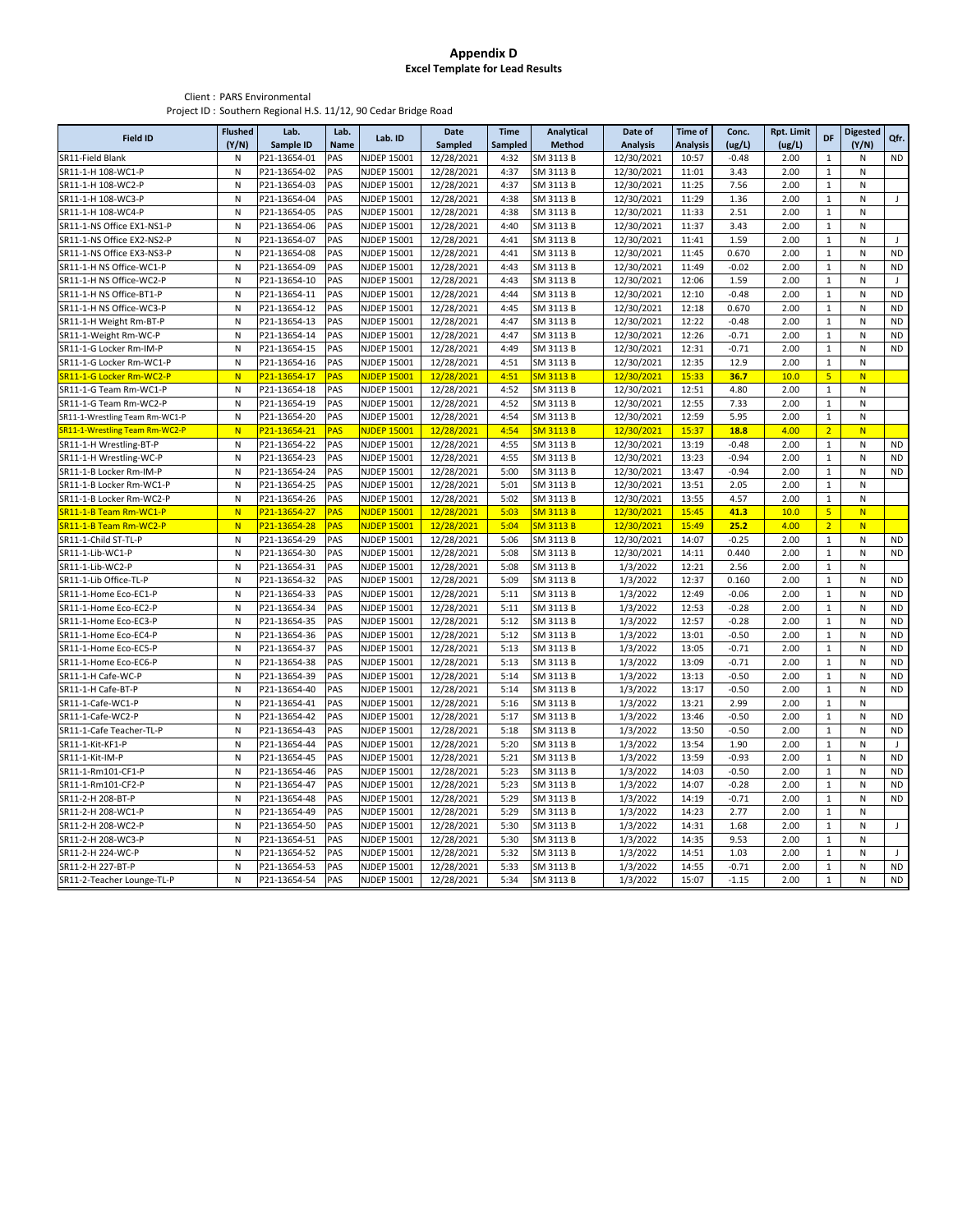# Appendix D
## Excel Template for Lead Results

Client : PARS Environmental
Project ID : Southern Regional H.S. 11/12, 90 Cedar Bridge Road

| Field ID | Flushed (Y/N) | Lab. Sample ID | Lab. Name | Lab. ID | Date Sampled | Time Sampled | Analytical Method | Date of Analysis | Time of Analysis | Conc. (ug/L) | Rpt. Limit (ug/L) | DF | Digested (Y/N) | Qfr. |
|---|---|---|---|---|---|---|---|---|---|---|---|---|---|---|
| SR11-Field Blank | N | P21-13654-01 | PAS | NJDEP 15001 | 12/28/2021 | 4:32 | SM 3113 B | 12/30/2021 | 10:57 | -0.48 | 2.00 | 1 | N | ND |
| SR11-1-H 108-WC1-P | N | P21-13654-02 | PAS | NJDEP 15001 | 12/28/2021 | 4:37 | SM 3113 B | 12/30/2021 | 11:01 | 3.43 | 2.00 | 1 | N | |
| SR11-1-H 108-WC2-P | N | P21-13654-03 | PAS | NJDEP 15001 | 12/28/2021 | 4:37 | SM 3113 B | 12/30/2021 | 11:25 | 7.56 | 2.00 | 1 | N | |
| SR11-1-H 108-WC3-P | N | P21-13654-04 | PAS | NJDEP 15001 | 12/28/2021 | 4:38 | SM 3113 B | 12/30/2021 | 11:29 | 1.36 | 2.00 | 1 | N | J |
| SR11-1-H 108-WC4-P | N | P21-13654-05 | PAS | NJDEP 15001 | 12/28/2021 | 4:38 | SM 3113 B | 12/30/2021 | 11:33 | 2.51 | 2.00 | 1 | N | |
| SR11-1-NS Office EX1-NS1-P | N | P21-13654-06 | PAS | NJDEP 15001 | 12/28/2021 | 4:40 | SM 3113 B | 12/30/2021 | 11:37 | 3.43 | 2.00 | 1 | N | |
| SR11-1-NS Office EX2-NS2-P | N | P21-13654-07 | PAS | NJDEP 15001 | 12/28/2021 | 4:41 | SM 3113 B | 12/30/2021 | 11:41 | 1.59 | 2.00 | 1 | N | J |
| SR11-1-NS Office EX3-NS3-P | N | P21-13654-08 | PAS | NJDEP 15001 | 12/28/2021 | 4:41 | SM 3113 B | 12/30/2021 | 11:45 | 0.670 | 2.00 | 1 | N | ND |
| SR11-1-H NS Office-WC1-P | N | P21-13654-09 | PAS | NJDEP 15001 | 12/28/2021 | 4:43 | SM 3113 B | 12/30/2021 | 11:49 | -0.02 | 2.00 | 1 | N | ND |
| SR11-1-H NS Office-WC2-P | N | P21-13654-10 | PAS | NJDEP 15001 | 12/28/2021 | 4:43 | SM 3113 B | 12/30/2021 | 12:06 | 1.59 | 2.00 | 1 | N | J |
| SR11-1-H NS Office-BT1-P | N | P21-13654-11 | PAS | NJDEP 15001 | 12/28/2021 | 4:44 | SM 3113 B | 12/30/2021 | 12:10 | -0.48 | 2.00 | 1 | N | ND |
| SR11-1-H NS Office-WC3-P | N | P21-13654-12 | PAS | NJDEP 15001 | 12/28/2021 | 4:45 | SM 3113 B | 12/30/2021 | 12:18 | 0.670 | 2.00 | 1 | N | ND |
| SR11-1-H Weight Rm-BT-P | N | P21-13654-13 | PAS | NJDEP 15001 | 12/28/2021 | 4:47 | SM 3113 B | 12/30/2021 | 12:22 | -0.48 | 2.00 | 1 | N | ND |
| SR11-1-Weight Rm-WC-P | N | P21-13654-14 | PAS | NJDEP 15001 | 12/28/2021 | 4:47 | SM 3113 B | 12/30/2021 | 12:26 | -0.71 | 2.00 | 1 | N | ND |
| SR11-1-G Locker Rm-IM-P | N | P21-13654-15 | PAS | NJDEP 15001 | 12/28/2021 | 4:49 | SM 3113 B | 12/30/2021 | 12:31 | -0.71 | 2.00 | 1 | N | ND |
| SR11-1-G Locker Rm-WC1-P | N | P21-13654-16 | PAS | NJDEP 15001 | 12/28/2021 | 4:51 | SM 3113 B | 12/30/2021 | 12:35 | 12.9 | 2.00 | 1 | N | |
| SR11-1-G Locker Rm-WC2-P | N | P21-13654-17 | PAS | NJDEP 15001 | 12/28/2021 | 4:51 | SM 3113 B | 12/30/2021 | 15:33 | **36.7** | 10.0 | 5 | N | |
| SR11-1-G Team Rm-WC1-P | N | P21-13654-18 | PAS | NJDEP 15001 | 12/28/2021 | 4:52 | SM 3113 B | 12/30/2021 | 12:51 | 4.80 | 2.00 | 1 | N | |
| SR11-1-G Team Rm-WC2-P | N | P21-13654-19 | PAS | NJDEP 15001 | 12/28/2021 | 4:52 | SM 3113 B | 12/30/2021 | 12:55 | 7.33 | 2.00 | 1 | N | |
| SR11-1-Wrestling Team Rm-WC1-P | N | P21-13654-20 | PAS | NJDEP 15001 | 12/28/2021 | 4:54 | SM 3113 B | 12/30/2021 | 12:59 | 5.95 | 2.00 | 1 | N | |
| SR11-1-Wrestling Team Rm-WC2-P | N | P21-13654-21 | PAS | NJDEP 15001 | 12/28/2021 | 4:54 | SM 3113 B | 12/30/2021 | 15:37 | **18.8** | 4.00 | 2 | N | |
| SR11-1-H Wrestling-BT-P | N | P21-13654-22 | PAS | NJDEP 15001 | 12/28/2021 | 4:55 | SM 3113 B | 12/30/2021 | 13:19 | -0.48 | 2.00 | 1 | N | ND |
| SR11-1-H Wrestling-WC-P | N | P21-13654-23 | PAS | NJDEP 15001 | 12/28/2021 | 4:55 | SM 3113 B | 12/30/2021 | 13:23 | -0.94 | 2.00 | 1 | N | ND |
| SR11-1-B Locker Rm-IM-P | N | P21-13654-24 | PAS | NJDEP 15001 | 12/28/2021 | 5:00 | SM 3113 B | 12/30/2021 | 13:47 | -0.94 | 2.00 | 1 | N | ND |
| SR11-1-B Locker Rm-WC1-P | N | P21-13654-25 | PAS | NJDEP 15001 | 12/28/2021 | 5:01 | SM 3113 B | 12/30/2021 | 13:51 | 2.05 | 2.00 | 1 | N | |
| SR11-1-B Locker Rm-WC2-P | N | P21-13654-26 | PAS | NJDEP 15001 | 12/28/2021 | 5:02 | SM 3113 B | 12/30/2021 | 13:55 | 4.57 | 2.00 | 1 | N | |
| SR11-1-B Team Rm-WC1-P | N | P21-13654-27 | PAS | NJDEP 15001 | 12/28/2021 | 5:03 | SM 3113 B | 12/30/2021 | 15:45 | **41.3** | 10.0 | 5 | N | |
| SR11-1-B Team Rm-WC2-P | N | P21-13654-28 | PAS | NJDEP 15001 | 12/28/2021 | 5:04 | SM 3113 B | 12/30/2021 | 15:49 | **25.2** | 4.00 | 2 | N | |
| SR11-1-Child ST-TL-P | N | P21-13654-29 | PAS | NJDEP 15001 | 12/28/2021 | 5:06 | SM 3113 B | 12/30/2021 | 14:07 | -0.25 | 2.00 | 1 | N | ND |
| SR11-1-Lib-WC1-P | N | P21-13654-30 | PAS | NJDEP 15001 | 12/28/2021 | 5:08 | SM 3113 B | 12/30/2021 | 14:11 | 0.440 | 2.00 | 1 | N | ND |
| SR11-1-Lib-WC2-P | N | P21-13654-31 | PAS | NJDEP 15001 | 12/28/2021 | 5:08 | SM 3113 B | 1/3/2022 | 12:21 | 2.56 | 2.00 | 1 | N | |
| SR11-1-Lib Office-TL-P | N | P21-13654-32 | PAS | NJDEP 15001 | 12/28/2021 | 5:09 | SM 3113 B | 1/3/2022 | 12:37 | 0.160 | 2.00 | 1 | N | ND |
| SR11-1-Home Eco-EC1-P | N | P21-13654-33 | PAS | NJDEP 15001 | 12/28/2021 | 5:11 | SM 3113 B | 1/3/2022 | 12:49 | -0.06 | 2.00 | 1 | N | ND |
| SR11-1-Home Eco-EC2-P | N | P21-13654-34 | PAS | NJDEP 15001 | 12/28/2021 | 5:11 | SM 3113 B | 1/3/2022 | 12:53 | -0.28 | 2.00 | 1 | N | ND |
| SR11-1-Home Eco-EC3-P | N | P21-13654-35 | PAS | NJDEP 15001 | 12/28/2021 | 5:12 | SM 3113 B | 1/3/2022 | 12:57 | -0.28 | 2.00 | 1 | N | ND |
| SR11-1-Home Eco-EC4-P | N | P21-13654-36 | PAS | NJDEP 15001 | 12/28/2021 | 5:12 | SM 3113 B | 1/3/2022 | 13:01 | -0.50 | 2.00 | 1 | N | ND |
| SR11-1-Home Eco-EC5-P | N | P21-13654-37 | PAS | NJDEP 15001 | 12/28/2021 | 5:13 | SM 3113 B | 1/3/2022 | 13:05 | -0.71 | 2.00 | 1 | N | ND |
| SR11-1-Home Eco-EC6-P | N | P21-13654-38 | PAS | NJDEP 15001 | 12/28/2021 | 5:13 | SM 3113 B | 1/3/2022 | 13:09 | -0.71 | 2.00 | 1 | N | ND |
| SR11-1-H Cafe-WC-P | N | P21-13654-39 | PAS | NJDEP 15001 | 12/28/2021 | 5:14 | SM 3113 B | 1/3/2022 | 13:13 | -0.50 | 2.00 | 1 | N | ND |
| SR11-1-H Cafe-BT-P | N | P21-13654-40 | PAS | NJDEP 15001 | 12/28/2021 | 5:14 | SM 3113 B | 1/3/2022 | 13:17 | -0.50 | 2.00 | 1 | N | ND |
| SR11-1-Cafe-WC1-P | N | P21-13654-41 | PAS | NJDEP 15001 | 12/28/2021 | 5:16 | SM 3113 B | 1/3/2022 | 13:21 | 2.99 | 2.00 | 1 | N | |
| SR11-1-Cafe-WC2-P | N | P21-13654-42 | PAS | NJDEP 15001 | 12/28/2021 | 5:17 | SM 3113 B | 1/3/2022 | 13:46 | -0.50 | 2.00 | 1 | N | ND |
| SR11-1-Cafe Teacher-TL-P | N | P21-13654-43 | PAS | NJDEP 15001 | 12/28/2021 | 5:18 | SM 3113 B | 1/3/2022 | 13:50 | -0.50 | 2.00 | 1 | N | ND |
| SR11-1-Kit-KF1-P | N | P21-13654-44 | PAS | NJDEP 15001 | 12/28/2021 | 5:20 | SM 3113 B | 1/3/2022 | 13:54 | 1.90 | 2.00 | 1 | N | J |
| SR11-1-Kit-IM-P | N | P21-13654-45 | PAS | NJDEP 15001 | 12/28/2021 | 5:21 | SM 3113 B | 1/3/2022 | 13:59 | -0.93 | 2.00 | 1 | N | ND |
| SR11-1-Rm101-CF1-P | N | P21-13654-46 | PAS | NJDEP 15001 | 12/28/2021 | 5:23 | SM 3113 B | 1/3/2022 | 14:03 | -0.50 | 2.00 | 1 | N | ND |
| SR11-1-Rm101-CF2-P | N | P21-13654-47 | PAS | NJDEP 15001 | 12/28/2021 | 5:23 | SM 3113 B | 1/3/2022 | 14:07 | -0.28 | 2.00 | 1 | N | ND |
| SR11-2-H 208-BT-P | N | P21-13654-48 | PAS | NJDEP 15001 | 12/28/2021 | 5:29 | SM 3113 B | 1/3/2022 | 14:19 | -0.71 | 2.00 | 1 | N | ND |
| SR11-2-H 208-WC1-P | N | P21-13654-49 | PAS | NJDEP 15001 | 12/28/2021 | 5:29 | SM 3113 B | 1/3/2022 | 14:23 | 2.77 | 2.00 | 1 | N | |
| SR11-2-H 208-WC2-P | N | P21-13654-50 | PAS | NJDEP 15001 | 12/28/2021 | 5:30 | SM 3113 B | 1/3/2022 | 14:31 | 1.68 | 2.00 | 1 | N | J |
| SR11-2-H 208-WC3-P | N | P21-13654-51 | PAS | NJDEP 15001 | 12/28/2021 | 5:30 | SM 3113 B | 1/3/2022 | 14:35 | 9.53 | 2.00 | 1 | N | |
| SR11-2-H 224-WC-P | N | P21-13654-52 | PAS | NJDEP 15001 | 12/28/2021 | 5:32 | SM 3113 B | 1/3/2022 | 14:51 | 1.03 | 2.00 | 1 | N | J |
| SR11-2-H 227-BT-P | N | P21-13654-53 | PAS | NJDEP 15001 | 12/28/2021 | 5:33 | SM 3113 B | 1/3/2022 | 14:55 | -0.71 | 2.00 | 1 | N | ND |
| SR11-2-Teacher Lounge-TL-P | N | P21-13654-54 | PAS | NJDEP 15001 | 12/28/2021 | 5:34 | SM 3113 B | 1/3/2022 | 15:07 | -1.15 | 2.00 | 1 | N | ND |